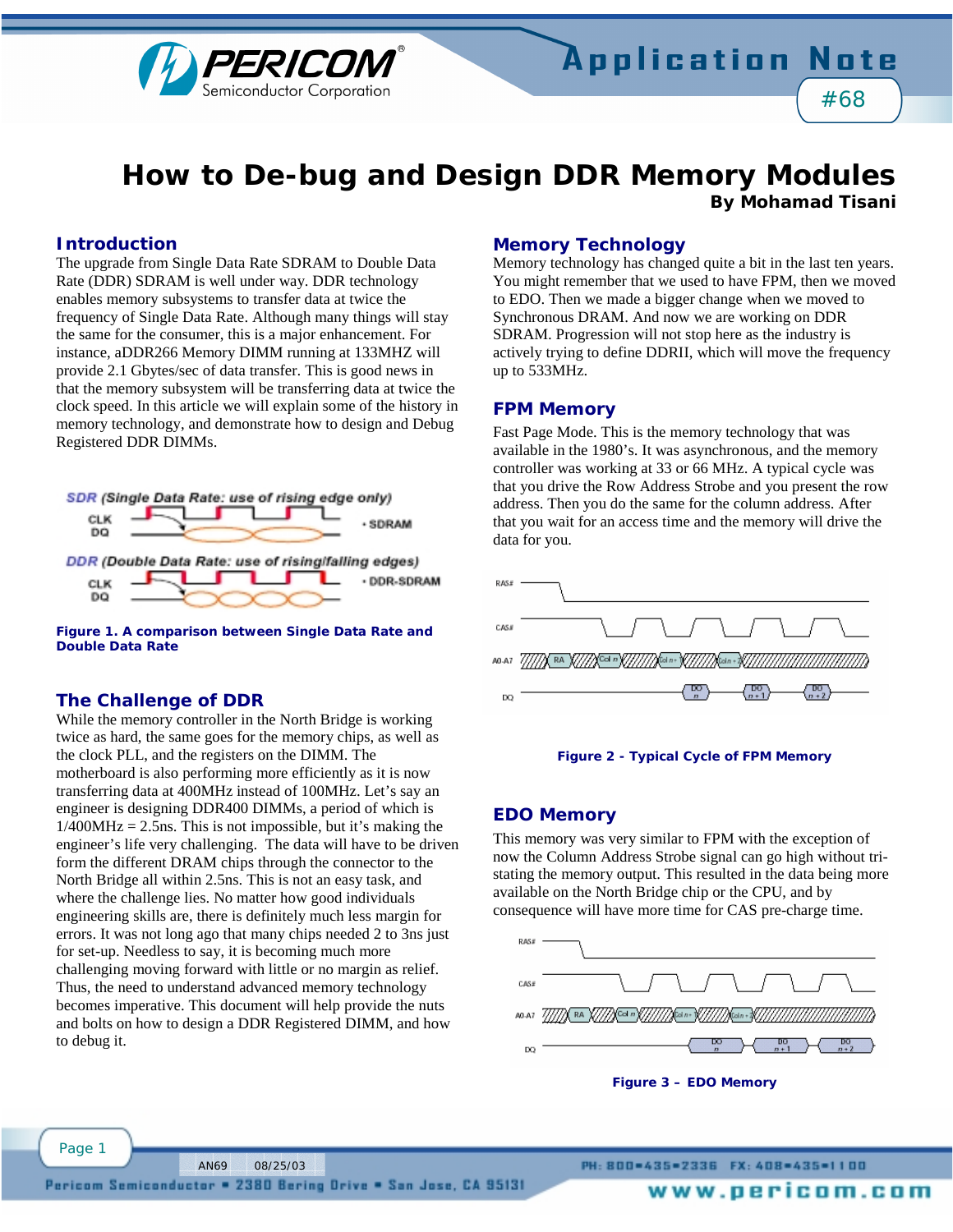# How to De-bug and Design DDR Memory Modules

**By Mohamad Tisani**

## Introduction

The upgrade from Single Data Rate SDRAM to Double Data Rate (DDR) SDRAM is well under way. DDR technology enables memory subsystems to transfer data at twice the frequency of Single Data Rate. Although many things will stay the same for the consumer, this is a major enhancement. For instance, aDDR266 Memory DIMM running at 133MHZ will provide 2.1 Gbytes/sec of data transfer. This is good news in that the memory subsystem will be transferring data at twice the clock speed. In this article we will explain some of the history in memory technology, and demonstrate how to design and Debug Registered DDR DIMMs.

SDR (Single Data Rate: use of rising edge only)

CLK
DQ
• SDRAM

DDR (Double Data Rate: use of rising/falling edges)

CLK
DQ
• DDR-SDRAM

**Figure 1. A comparison between Single Data Rate and Double Data Rate**

## The Challenge of DDR

While the memory controller in the North Bridge is working twice as hard, the same goes for the memory chips, as well as the clock PLL, and the registers on the DIMM. The motherboard is also performing more efficiently as it is now transferring data at 400MHz instead of 100MHz. Let's say an engineer is designing DDR400 DIMMs, a period of which is 1/400MHz = 2.5ns. This is not impossible, but it's making the engineer's life very challenging. The data will have to be driven form the different DRAM chips through the connector to the North Bridge all within 2.5ns. This is not an easy task, and where the challenge lies. No matter how good individuals engineering skills are, there is definitely much less margin for errors. It was not long ago that many chips needed 2 to 3ns just for set-up. Needless to say, it is becoming much more challenging moving forward with little or no margin as relief. Thus, the need to understand advanced memory technology becomes imperative. This document will help provide the nuts and bolts on how to design a DDR Registered DIMM, and how to debug it.

## Memory Technology

Memory technology has changed quite a bit in the last ten years. You might remember that we used to have FPM, then we moved to EDO. Then we made a bigger change when we moved to Synchronous DRAM. And now we are working on DDR SDRAM. Progression will not stop here as the industry is actively trying to define DDRII, which will move the frequency up to 533MHz.

## FPM Memory

Fast Page Mode. This is the memory technology that was available in the 1980's. It was asynchronous, and the memory controller was working at 33 or 66 MHz. A typical cycle was that you drive the Row Address Strobe and you present the row address. Then you do the same for the column address. After that you wait for an access time and the memory will drive the data for you.

RAS#
CAS#
A0-A7: RA, Col n, Col n+1, Col n+2
DQ: DO n, DO n+1, DO n+2

**Figure 2 - Typical Cycle of FPM Memory**

## EDO Memory

This memory was very similar to FPM with the exception of now the Column Address Strobe signal can go high without tri-stating the memory output. This resulted in the data being more available on the North Bridge chip or the CPU, and by consequence will have more time for CAS pre-charge time.

RAS#
CAS#
A0-A7: RA, Col n, Col n+1, Col n+2
DQ: DO n, DO n+1, DO n+2

**Figure 3 – EDO Memory**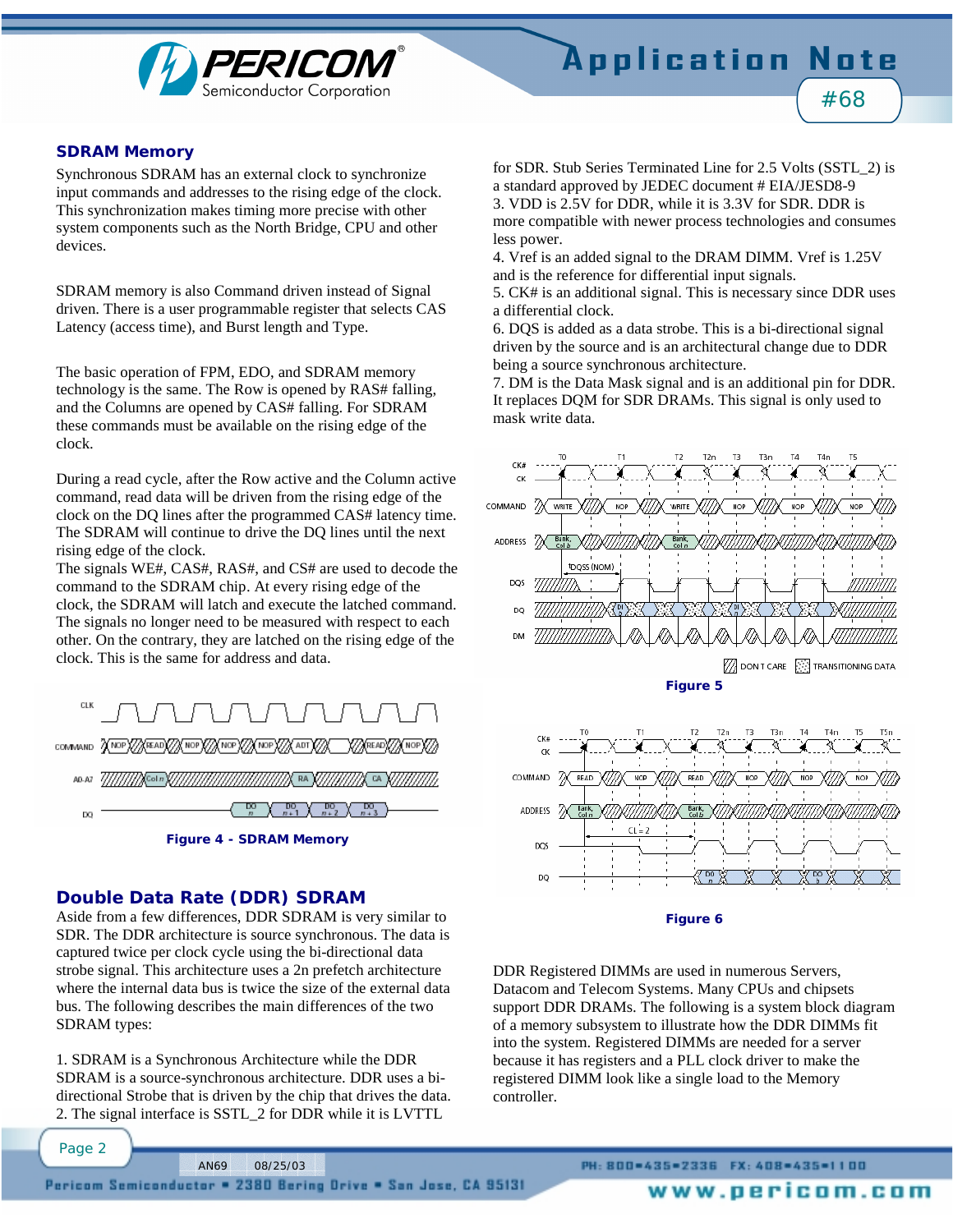## SDRAM Memory

Synchronous SDRAM has an external clock to synchronize input commands and addresses to the rising edge of the clock. This synchronization makes timing more precise with other system components such as the North Bridge, CPU and other devices.

SDRAM memory is also Command driven instead of Signal driven. There is a user programmable register that selects CAS Latency (access time), and Burst length and Type.

The basic operation of FPM, EDO, and SDRAM memory technology is the same. The Row is opened by RAS# falling, and the Columns are opened by CAS# falling. For SDRAM these commands must be available on the rising edge of the clock.

During a read cycle, after the Row active and the Column active command, read data will be driven from the rising edge of the clock on the DQ lines after the programmed CAS# latency time. The SDRAM will continue to drive the DQ lines until the next rising edge of the clock.

The signals WE#, CAS#, RAS#, and CS# are used to decode the command to the SDRAM chip. At every rising edge of the clock, the SDRAM will latch and execute the latched command. The signals no longer need to be measured with respect to each other. On the contrary, they are latched on the rising edge of the clock. This is the same for address and data.

Figure 4 - SDRAM Memory

## Double Data Rate (DDR) SDRAM

Aside from a few differences, DDR SDRAM is very similar to SDR. The DDR architecture is source synchronous. The data is captured twice per clock cycle using the bi-directional data strobe signal. This architecture uses a 2n prefetch architecture where the internal data bus is twice the size of the external data bus. The following describes the main differences of the two SDRAM types:

1. SDRAM is a Synchronous Architecture while the DDR SDRAM is a source-synchronous architecture. DDR uses a bi-directional Strobe that is driven by the chip that drives the data.
2. The signal interface is SSTL_2 for DDR while it is LVTTL for SDR. Stub Series Terminated Line for 2.5 Volts (SSTL_2) is a standard approved by JEDEC document # EIA/JESD8-9
3. VDD is 2.5V for DDR, while it is 3.3V for SDR. DDR is more compatible with newer process technologies and consumes less power.
4. Vref is an added signal to the DRAM DIMM. Vref is 1.25V and is the reference for differential input signals.
5. CK# is an additional signal. This is necessary since DDR uses a differential clock.
6. DQS is added as a data strobe. This is a bi-directional signal driven by the source and is an architectural change due to DDR being a source synchronous architecture.
7. DM is the Data Mask signal and is an additional pin for DDR. It replaces DQM for SDR DRAMs. This signal is only used to mask write data.

Figure 5

Figure 6

DDR Registered DIMMs are used in numerous Servers, Datacom and Telecom Systems. Many CPUs and chipsets support DDR DRAMs. The following is a system block diagram of a memory subsystem to illustrate how the DDR DIMMs fit into the system. Registered DIMMs are needed for a server because it has registers and a PLL clock driver to make the registered DIMM look like a single load to the Memory controller.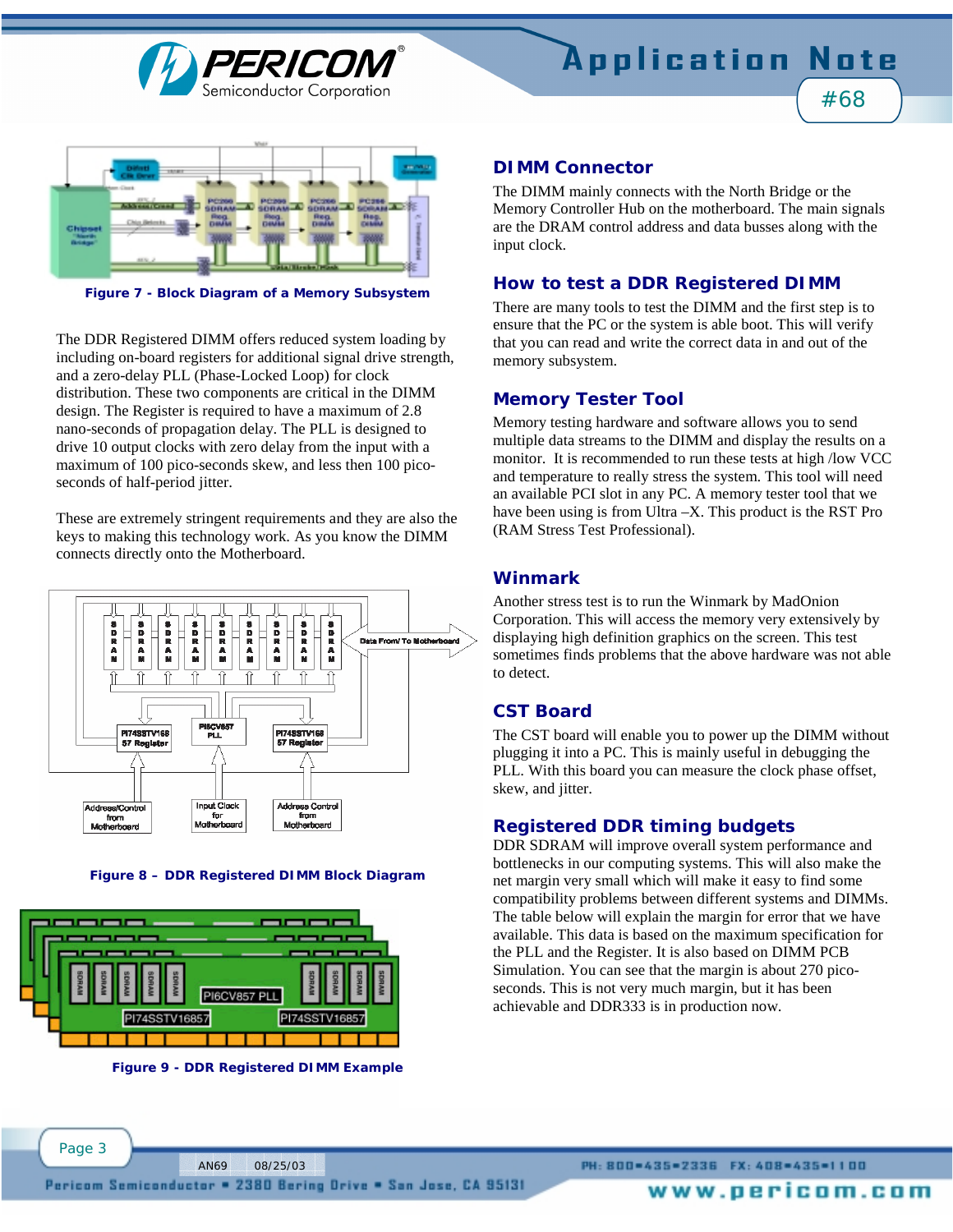Figure 7 - Block Diagram of a Memory Subsystem

The DDR Registered DIMM offers reduced system loading by including on-board registers for additional signal drive strength, and a zero-delay PLL (Phase-Locked Loop) for clock distribution. These two components are critical in the DIMM design. The Register is required to have a maximum of 2.8 nano-seconds of propagation delay. The PLL is designed to drive 10 output clocks with zero delay from the input with a maximum of 100 pico-seconds skew, and less then 100 pico-seconds of half-period jitter.

These are extremely stringent requirements and they are also the keys to making this technology work. As you know the DIMM connects directly onto the Motherboard.

Figure 8 – DDR Registered DIMM Block Diagram

Figure 9 - DDR Registered DIMM Example

## DIMM Connector

The DIMM mainly connects with the North Bridge or the Memory Controller Hub on the motherboard. The main signals are the DRAM control address and data busses along with the input clock.

## How to test a DDR Registered DIMM

There are many tools to test the DIMM and the first step is to ensure that the PC or the system is able boot. This will verify that you can read and write the correct data in and out of the memory subsystem.

## Memory Tester Tool

Memory testing hardware and software allows you to send multiple data streams to the DIMM and display the results on a monitor. It is recommended to run these tests at high /low VCC and temperature to really stress the system. This tool will need an available PCI slot in any PC. A memory tester tool that we have been using is from Ultra –X. This product is the RST Pro (RAM Stress Test Professional).

## Winmark

Another stress test is to run the Winmark by MadOnion Corporation. This will access the memory very extensively by displaying high definition graphics on the screen. This test sometimes finds problems that the above hardware was not able to detect.

## CST Board

The CST board will enable you to power up the DIMM without plugging it into a PC. This is mainly useful in debugging the PLL. With this board you can measure the clock phase offset, skew, and jitter.

## Registered DDR timing budgets

DDR SDRAM will improve overall system performance and bottlenecks in our computing systems. This will also make the net margin very small which will make it easy to find some compatibility problems between different systems and DIMMs. The table below will explain the margin for error that we have available. This data is based on the maximum specification for the PLL and the Register. It is also based on DIMM PCB Simulation. You can see that the margin is about 270 pico-seconds. This is not very much margin, but it has been achievable and DDR333 is in production now.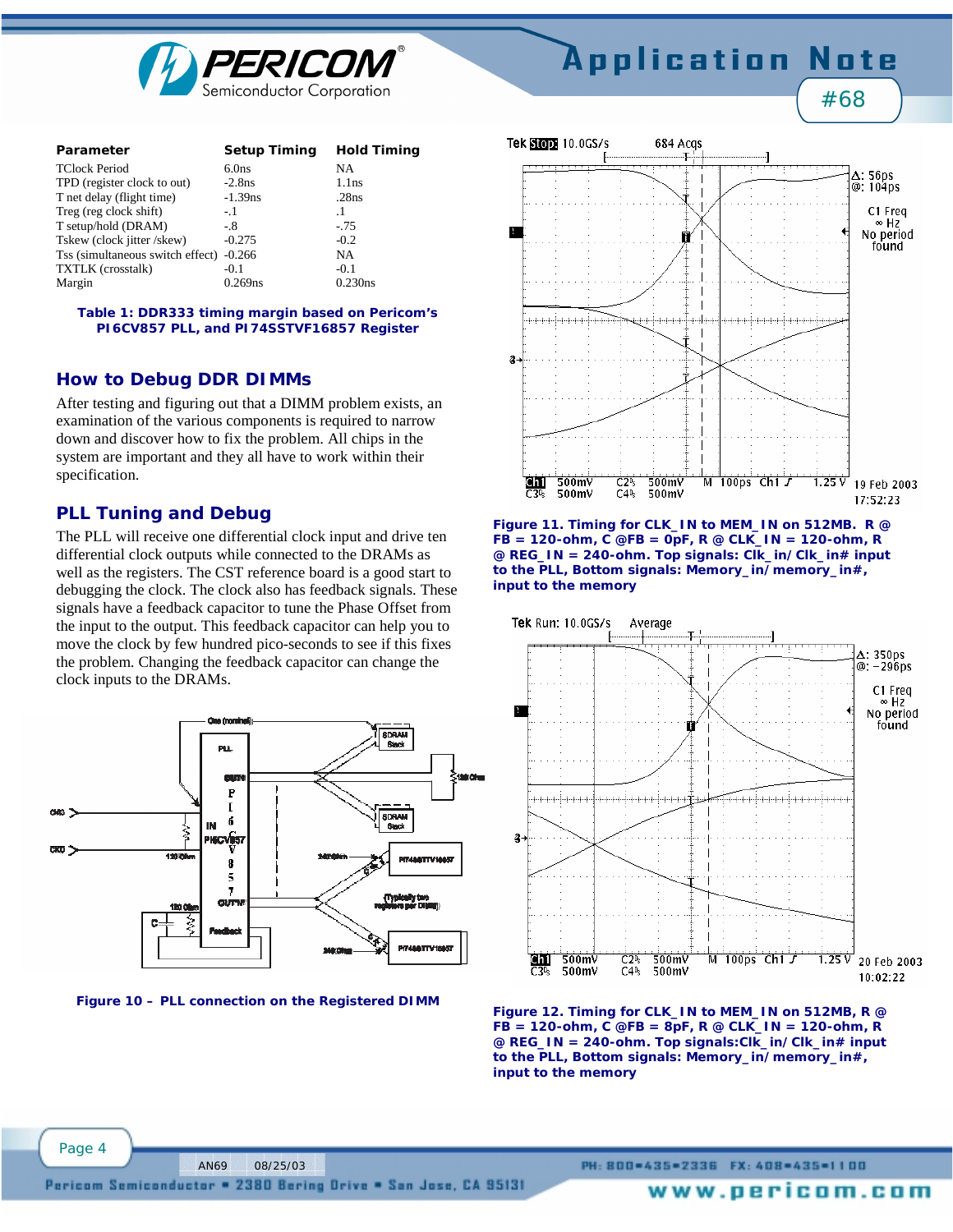| Parameter | Setup Timing | Hold Timing |
| --- | --- | --- |
| TClock Period | 6.0ns | NA |
| TPD (register clock to out) | -2.8ns | 1.1ns |
| T net delay (flight time) | -1.39ns | .28ns |
| Treg (reg clock shift) | -.1 | .1 |
| T setup/hold (DRAM) | -.8 | -.75 |
| Tskew (clock jitter /skew) | -0.275 | -0.2 |
| Tss (simultaneous switch effect) | -0.266 | NA |
| TXTLK (crosstalk) | -0.1 | -0.1 |
| Margin | 0.269ns | 0.230ns |

**Table 1: DDR333 timing margin based on Pericom's PI6CV857 PLL, and PI74SSTVF16857 Register**

## How to Debug DDR DIMMs

After testing and figuring out that a DIMM problem exists, an examination of the various components is required to narrow down and discover how to fix the problem. All chips in the system are important and they all have to work within their specification.

## PLL Tuning and Debug

The PLL will receive one differential clock input and drive ten differential clock outputs while connected to the DRAMs as well as the registers. The CST reference board is a good start to debugging the clock. The clock also has feedback signals. These signals have a feedback capacitor to tune the Phase Offset from the input to the output. This feedback capacitor can help you to move the clock by few hundred pico-seconds to see if this fixes the problem. Changing the feedback capacitor can change the clock inputs to the DRAMs.

**Figure 10 – PLL connection on the Registered DIMM**

**Figure 11. Timing for CLK_IN to MEM_IN on 512MB. R @ FB = 120-ohm, C @FB = 0pF, R @ CLK_IN = 120-ohm, R @ REG_IN = 240-ohm. Top signals: Clk_in/Clk_in# input to the PLL, Bottom signals: Memory_in/memory_in#, input to the memory**

**Figure 12. Timing for CLK_IN to MEM_IN on 512MB, R @ FB = 120-ohm, C @FB = 8pF, R @ CLK_IN = 120-ohm, R @ REG_IN = 240-ohm. Top signals:Clk_in/Clk_in# input to the PLL, Bottom signals: Memory_in/memory_in#, input to the memory**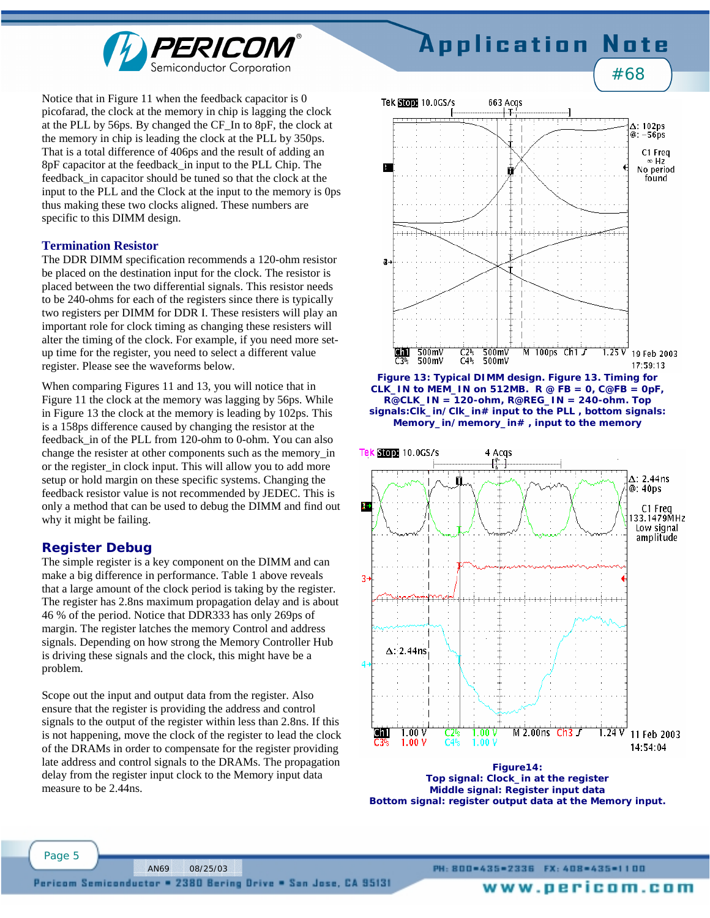Notice that in Figure 11 when the feedback capacitor is 0 picofarad, the clock at the memory in chip is lagging the clock at the PLL by 56ps. By changed the CF_In to 8pF, the clock at the memory in chip is leading the clock at the PLL by 350ps. That is a total difference of 406ps and the result of adding an 8pF capacitor at the feedback_in input to the PLL Chip. The feedback_in capacitor should be tuned so that the clock at the input to the PLL and the Clock at the input to the memory is 0ps thus making these two clocks aligned. These numbers are specific to this DIMM design.

### Termination Resistor

The DDR DIMM specification recommends a 120-ohm resistor be placed on the destination input for the clock. The resistor is placed between the two differential signals. This resistor needs to be 240-ohms for each of the registers since there is typically two registers per DIMM for DDR I. These resistors will play an important role for clock timing as changing these resisters will alter the timing of the clock. For example, if you need more set-up time for the register, you need to select a different value register. Please see the waveforms below.

When comparing Figures 11 and 13, you will notice that in Figure 11 the clock at the memory was lagging by 56ps. While in Figure 13 the clock at the memory is leading by 102ps. This is a 158ps difference caused by changing the resistor at the feedback_in of the PLL from 120-ohm to 0-ohm. You can also change the resister at other components such as the memory_in or the register_in clock input. This will allow you to add more setup or hold margin on these specific systems. Changing the feedback resistor value is not recommended by JEDEC. This is only a method that can be used to debug the DIMM and find out why it might be failing.

**Figure 13: Typical DIMM design. Figure 13. Timing for CLK_IN to MEM_IN on 512MB. R @ FB = 0, C@FB = 0pF, R@CLK_IN = 120-ohm, R@REG_IN = 240-ohm. Top signals:Clk_in/Clk_in# input to the PLL , bottom signals: Memory_in/memory_in# , input to the memory**

## Register Debug

The simple register is a key component on the DIMM and can make a big difference in performance. Table 1 above reveals that a large amount of the clock period is taking by the register. The register has 2.8ns maximum propagation delay and is about 46 % of the period. Notice that DDR333 has only 269ps of margin. The register latches the memory Control and address signals. Depending on how strong the Memory Controller Hub is driving these signals and the clock, this might have be a problem.

Scope out the input and output data from the register. Also ensure that the register is providing the address and control signals to the output of the register within less than 2.8ns. If this is not happening, move the clock of the register to lead the clock of the DRAMs in order to compensate for the register providing late address and control signals to the DRAMs. The propagation delay from the register input clock to the Memory input data measure to be 2.44ns.

**Figure14:**
**Top signal: Clock_in at the register**
**Middle signal: Register input data**
**Bottom signal: register output data at the Memory input.**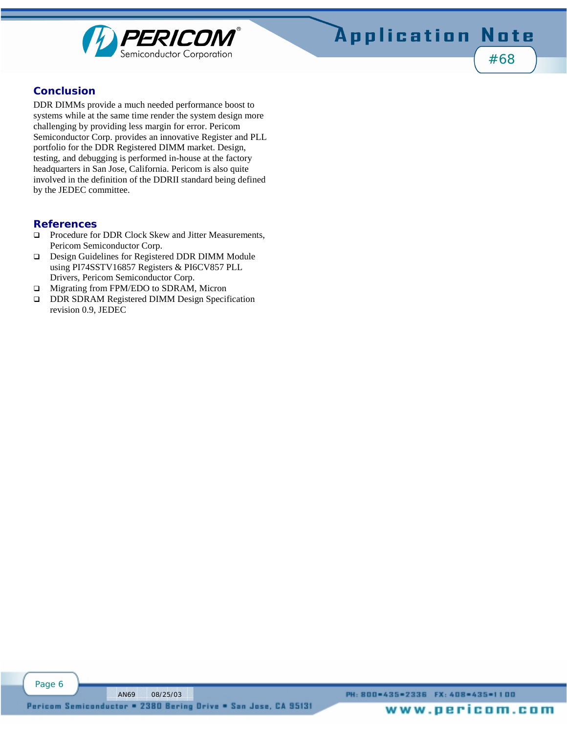## Conclusion

DDR DIMMs provide a much needed performance boost to systems while at the same time render the system design more challenging by providing less margin for error. Pericom Semiconductor Corp. provides an innovative Register and PLL portfolio for the DDR Registered DIMM market. Design, testing, and debugging is performed in-house at the factory headquarters in San Jose, California. Pericom is also quite involved in the definition of the DDRII standard being defined by the JEDEC committee.

## References

- Procedure for DDR Clock Skew and Jitter Measurements, Pericom Semiconductor Corp.
- Design Guidelines for Registered DDR DIMM Module using PI74SSTV16857 Registers & PI6CV857 PLL Drivers, Pericom Semiconductor Corp.
- Migrating from FPM/EDO to SDRAM, Micron
- DDR SDRAM Registered DIMM Design Specification revision 0.9, JEDEC